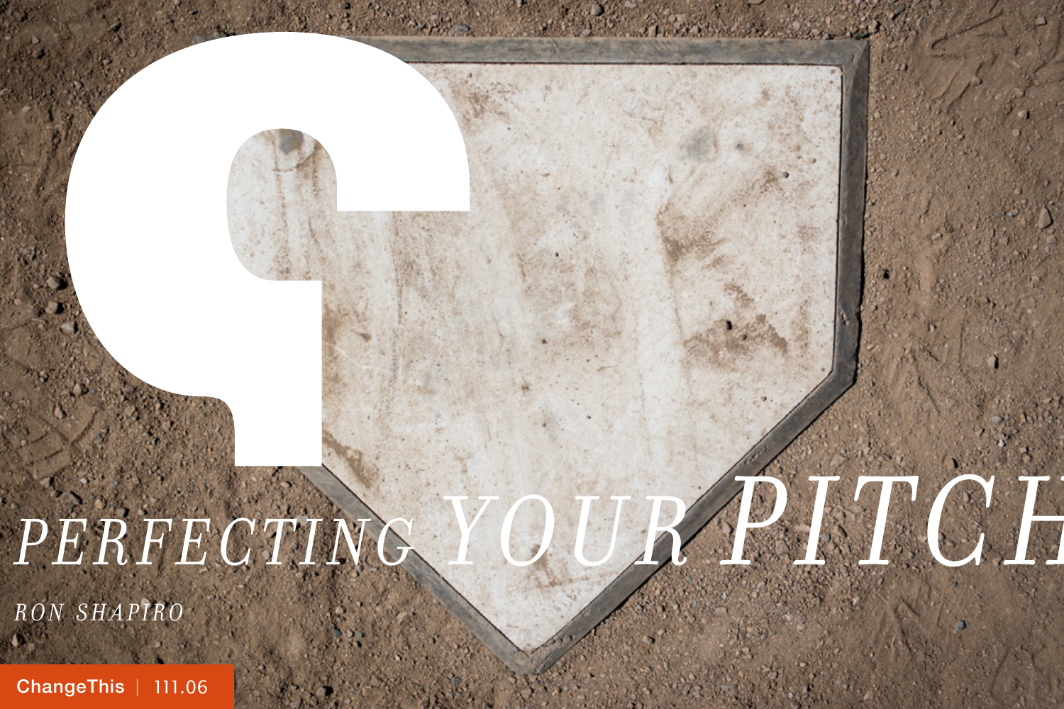# *PERFECTING YOUR PITCH*

*RON SHAPIRO*

ChangeThis | 111.06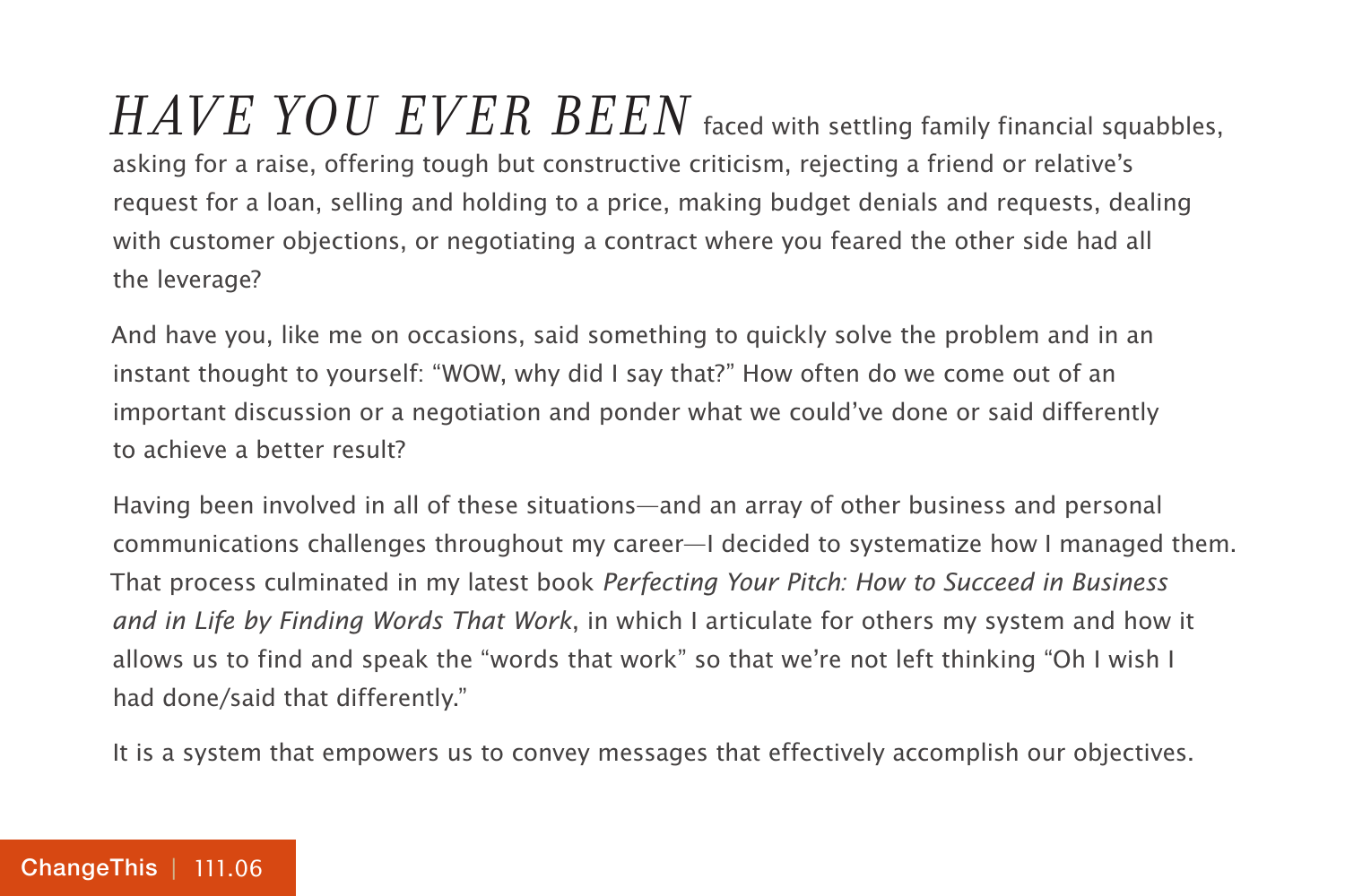*HAVE YOU EVER BEEN* faced with settling family financial squabbles, asking for a raise, offering tough but constructive criticism, rejecting a friend or relative's request for a loan, selling and holding to a price, making budget denials and requests, dealing with customer objections, or negotiating a contract where you feared the other side had all the leverage?

And have you, like me on occasions, said something to quickly solve the problem and in an instant thought to yourself: "WOW, why did I say that?" How often do we come out of an important discussion or a negotiation and ponder what we could've done or said differently to achieve a better result?

Having been involved in all of these situations—and an array of other business and personal communications challenges throughout my career—I decided to systematize how I managed them. That process culminated in my latest book *Perfecting Your Pitch: How to Succeed in Business and in Life by Finding Words That Work*, in which I articulate for others my system and how it allows us to find and speak the "words that work" so that we're not left thinking "Oh I wish I had done/said that differently."

It is a system that empowers us to convey messages that effectively accomplish our objectives.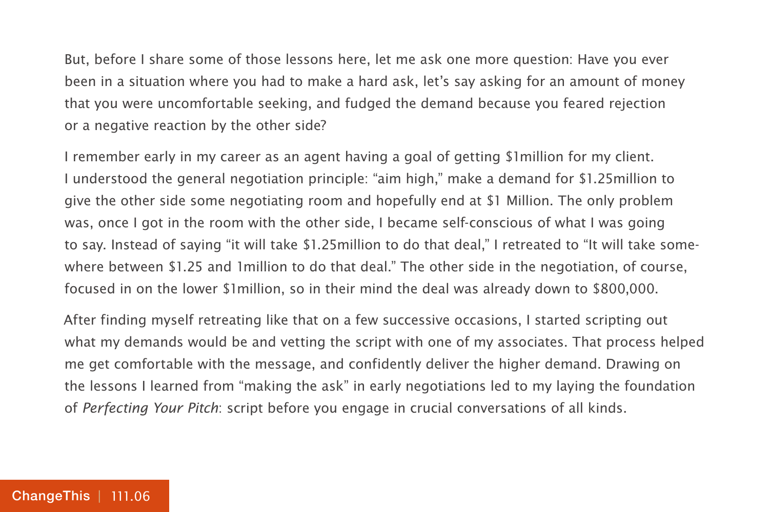But, before I share some of those lessons here, let me ask one more question: Have you ever been in a situation where you had to make a hard ask, let's say asking for an amount of money that you were uncomfortable seeking, and fudged the demand because you feared rejection or a negative reaction by the other side?

I remember early in my career as an agent having a goal of getting $1million for my client. I understood the general negotiation principle: "aim high," make a demand for $1.25million to give the other side some negotiating room and hopefully end at $1 Million. The only problem was, once I got in the room with the other side, I became self-conscious of what I was going to say. Instead of saying "it will take $1.25million to do that deal," I retreated to "It will take somewhere between $1.25 and 1million to do that deal." The other side in the negotiation, of course, focused in on the lower $1million, so in their mind the deal was already down to $800,000.

After finding myself retreating like that on a few successive occasions, I started scripting out what my demands would be and vetting the script with one of my associates. That process helped me get comfortable with the message, and confidently deliver the higher demand. Drawing on the lessons I learned from "making the ask" in early negotiations led to my laying the foundation of *Perfecting Your Pitch*: script before you engage in crucial conversations of all kinds.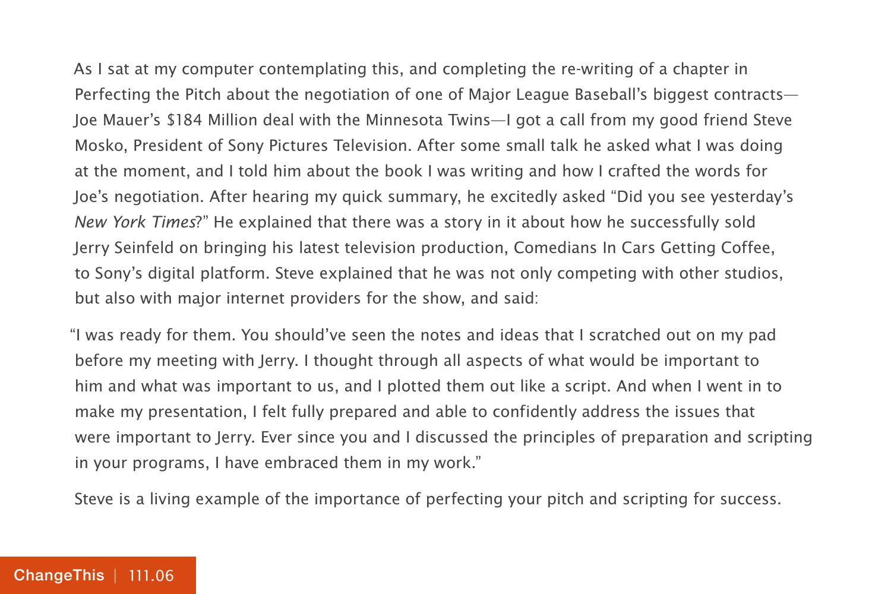As I sat at my computer contemplating this, and completing the re-writing of a chapter in Perfecting the Pitch about the negotiation of one of Major League Baseball's biggest contracts—Joe Mauer's $184 Million deal with the Minnesota Twins—I got a call from my good friend Steve Mosko, President of Sony Pictures Television. After some small talk he asked what I was doing at the moment, and I told him about the book I was writing and how I crafted the words for Joe's negotiation. After hearing my quick summary, he excitedly asked "Did you see yesterday's *New York Times*?" He explained that there was a story in it about how he successfully sold Jerry Seinfeld on bringing his latest television production, Comedians In Cars Getting Coffee, to Sony's digital platform. Steve explained that he was not only competing with other studios, but also with major internet providers for the show, and said:

"I was ready for them. You should've seen the notes and ideas that I scratched out on my pad before my meeting with Jerry. I thought through all aspects of what would be important to him and what was important to us, and I plotted them out like a script. And when I went in to make my presentation, I felt fully prepared and able to confidently address the issues that were important to Jerry. Ever since you and I discussed the principles of preparation and scripting in your programs, I have embraced them in my work."

Steve is a living example of the importance of perfecting your pitch and scripting for success.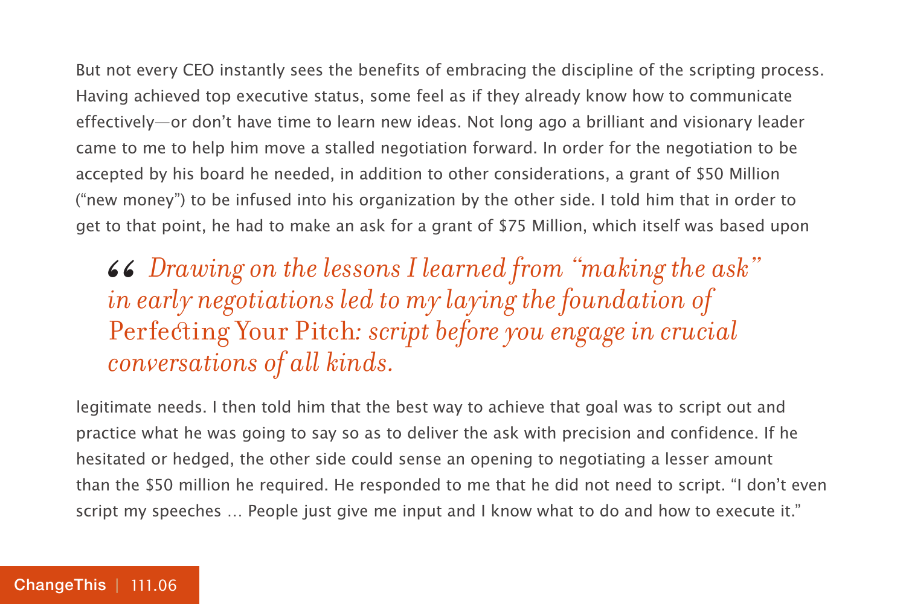But not every CEO instantly sees the benefits of embracing the discipline of the scripting process. Having achieved top executive status, some feel as if they already know how to communicate effectively—or don't have time to learn new ideas. Not long ago a brilliant and visionary leader came to me to help him move a stalled negotiation forward. In order for the negotiation to be accepted by his board he needed, in addition to other considerations, a grant of $50 Million ("new money") to be infused into his organization by the other side. I told him that in order to get to that point, he had to make an ask for a grant of $75 Million, which itself was based upon legitimate needs. I then told him that the best way to achieve that goal was to script out and practice what he was going to say so as to deliver the ask with precision and confidence. If he hesitated or hedged, the other side could sense an opening to negotiating a lesser amount than the $50 million he required. He responded to me that he did not need to script. "I don't even script my speeches … People just give me input and I know what to do and how to execute it."

> *Drawing on the lessons I learned from "making the ask" in early negotiations led to my laying the foundation of* Perfecting Your Pitch*: script before you engage in crucial conversations of all kinds.*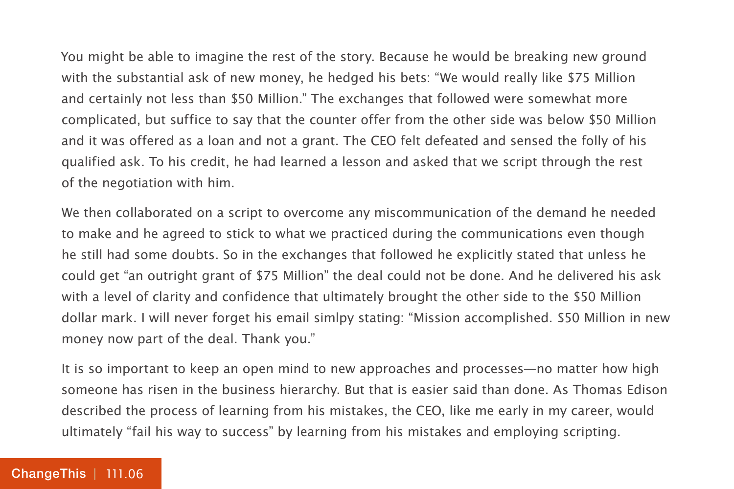You might be able to imagine the rest of the story. Because he would be breaking new ground with the substantial ask of new money, he hedged his bets: "We would really like $75 Million and certainly not less than $50 Million." The exchanges that followed were somewhat more complicated, but suffice to say that the counter offer from the other side was below $50 Million and it was offered as a loan and not a grant. The CEO felt defeated and sensed the folly of his qualified ask. To his credit, he had learned a lesson and asked that we script through the rest of the negotiation with him.

We then collaborated on a script to overcome any miscommunication of the demand he needed to make and he agreed to stick to what we practiced during the communications even though he still had some doubts. So in the exchanges that followed he explicitly stated that unless he could get "an outright grant of $75 Million" the deal could not be done. And he delivered his ask with a level of clarity and confidence that ultimately brought the other side to the $50 Million dollar mark. I will never forget his email simlpy stating: "Mission accomplished. $50 Million in new money now part of the deal. Thank you."

It is so important to keep an open mind to new approaches and processes—no matter how high someone has risen in the business hierarchy. But that is easier said than done. As Thomas Edison described the process of learning from his mistakes, the CEO, like me early in my career, would ultimately "fail his way to success" by learning from his mistakes and employing scripting.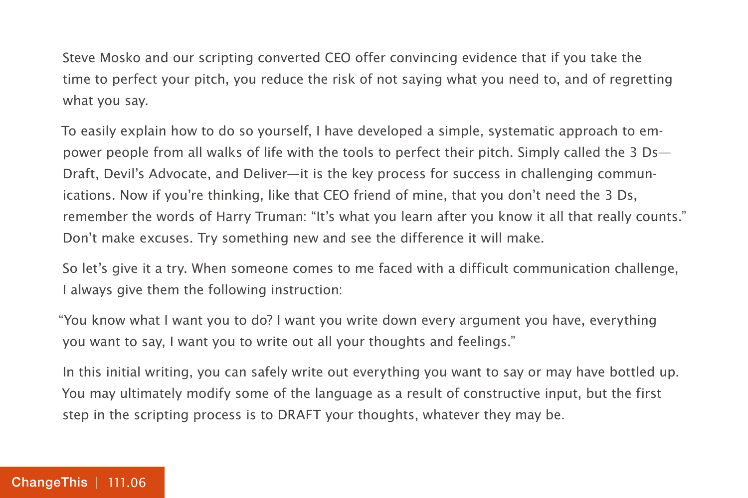Steve Mosko and our scripting converted CEO offer convincing evidence that if you take the time to perfect your pitch, you reduce the risk of not saying what you need to, and of regretting what you say.

To easily explain how to do so yourself, I have developed a simple, systematic approach to empower people from all walks of life with the tools to perfect their pitch. Simply called the 3 Ds—Draft, Devil's Advocate, and Deliver—it is the key process for success in challenging communications. Now if you're thinking, like that CEO friend of mine, that you don't need the 3 Ds, remember the words of Harry Truman: "It's what you learn after you know it all that really counts." Don't make excuses. Try something new and see the difference it will make.

So let's give it a try. When someone comes to me faced with a difficult communication challenge, I always give them the following instruction:

"You know what I want you to do? I want you write down every argument you have, everything you want to say, I want you to write out all your thoughts and feelings."

In this initial writing, you can safely write out everything you want to say or may have bottled up. You may ultimately modify some of the language as a result of constructive input, but the first step in the scripting process is to DRAFT your thoughts, whatever they may be.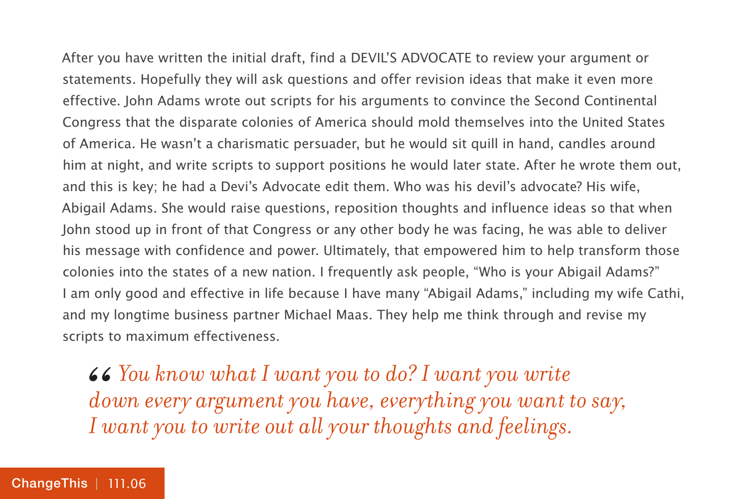After you have written the initial draft, find a DEVIL'S ADVOCATE to review your argument or statements. Hopefully they will ask questions and offer revision ideas that make it even more effective. John Adams wrote out scripts for his arguments to convince the Second Continental Congress that the disparate colonies of America should mold themselves into the United States of America. He wasn't a charismatic persuader, but he would sit quill in hand, candles around him at night, and write scripts to support positions he would later state. After he wrote them out, and this is key; he had a Devi's Advocate edit them. Who was his devil's advocate? His wife, Abigail Adams. She would raise questions, reposition thoughts and influence ideas so that when John stood up in front of that Congress or any other body he was facing, he was able to deliver his message with confidence and power. Ultimately, that empowered him to help transform those colonies into the states of a new nation. I frequently ask people, "Who is your Abigail Adams?" I am only good and effective in life because I have many "Abigail Adams," including my wife Cathi, and my longtime business partner Michael Maas. They help me think through and revise my scripts to maximum effectiveness.

> *“You know what I want you to do? I want you write down every argument you have, everything you want to say, I want you to write out all your thoughts and feelings.*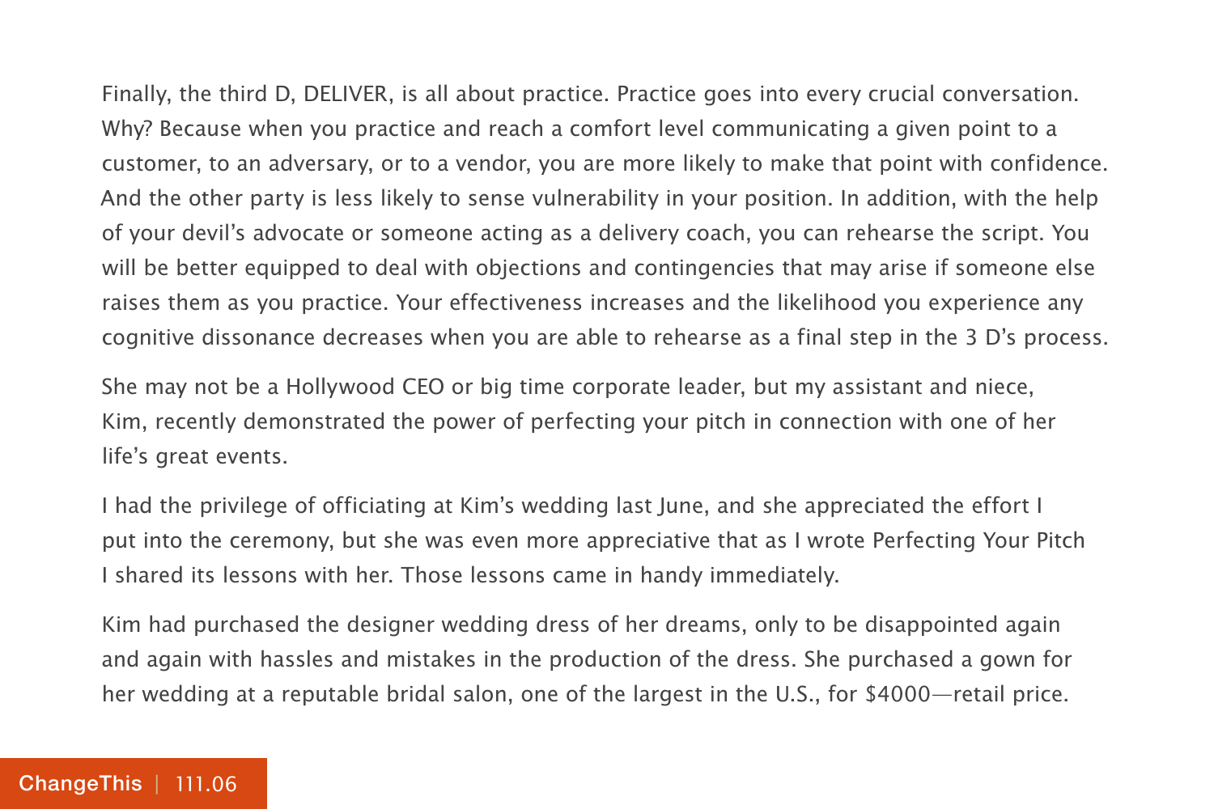Finally, the third D, DELIVER, is all about practice. Practice goes into every crucial conversation. Why? Because when you practice and reach a comfort level communicating a given point to a customer, to an adversary, or to a vendor, you are more likely to make that point with confidence. And the other party is less likely to sense vulnerability in your position. In addition, with the help of your devil's advocate or someone acting as a delivery coach, you can rehearse the script. You will be better equipped to deal with objections and contingencies that may arise if someone else raises them as you practice. Your effectiveness increases and the likelihood you experience any cognitive dissonance decreases when you are able to rehearse as a final step in the 3 D's process.

She may not be a Hollywood CEO or big time corporate leader, but my assistant and niece, Kim, recently demonstrated the power of perfecting your pitch in connection with one of her life's great events.

I had the privilege of officiating at Kim's wedding last June, and she appreciated the effort I put into the ceremony, but she was even more appreciative that as I wrote Perfecting Your Pitch I shared its lessons with her. Those lessons came in handy immediately.

Kim had purchased the designer wedding dress of her dreams, only to be disappointed again and again with hassles and mistakes in the production of the dress. She purchased a gown for her wedding at a reputable bridal salon, one of the largest in the U.S., for $4000—retail price.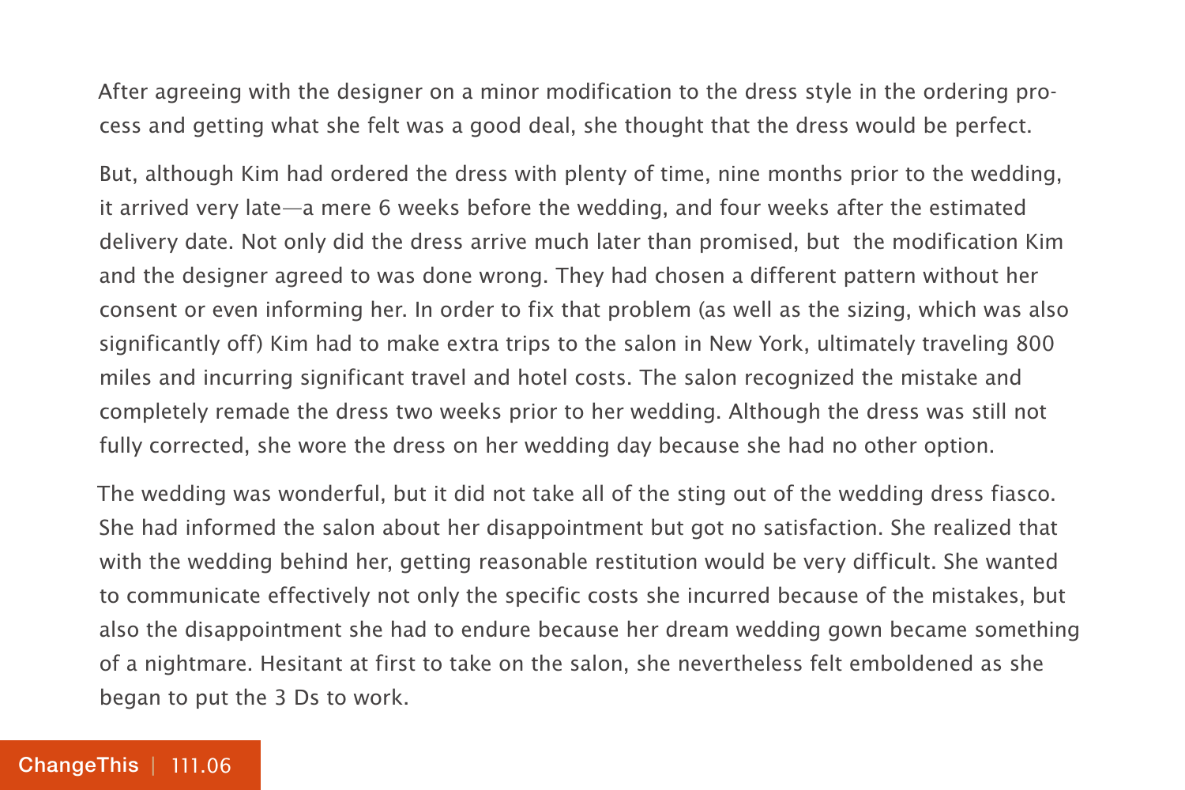After agreeing with the designer on a minor modification to the dress style in the ordering process and getting what she felt was a good deal, she thought that the dress would be perfect.

But, although Kim had ordered the dress with plenty of time, nine months prior to the wedding, it arrived very late—a mere 6 weeks before the wedding, and four weeks after the estimated delivery date. Not only did the dress arrive much later than promised, but the modification Kim and the designer agreed to was done wrong. They had chosen a different pattern without her consent or even informing her. In order to fix that problem (as well as the sizing, which was also significantly off) Kim had to make extra trips to the salon in New York, ultimately traveling 800 miles and incurring significant travel and hotel costs. The salon recognized the mistake and completely remade the dress two weeks prior to her wedding. Although the dress was still not fully corrected, she wore the dress on her wedding day because she had no other option.

The wedding was wonderful, but it did not take all of the sting out of the wedding dress fiasco. She had informed the salon about her disappointment but got no satisfaction. She realized that with the wedding behind her, getting reasonable restitution would be very difficult. She wanted to communicate effectively not only the specific costs she incurred because of the mistakes, but also the disappointment she had to endure because her dream wedding gown became something of a nightmare. Hesitant at first to take on the salon, she nevertheless felt emboldened as she began to put the 3 Ds to work.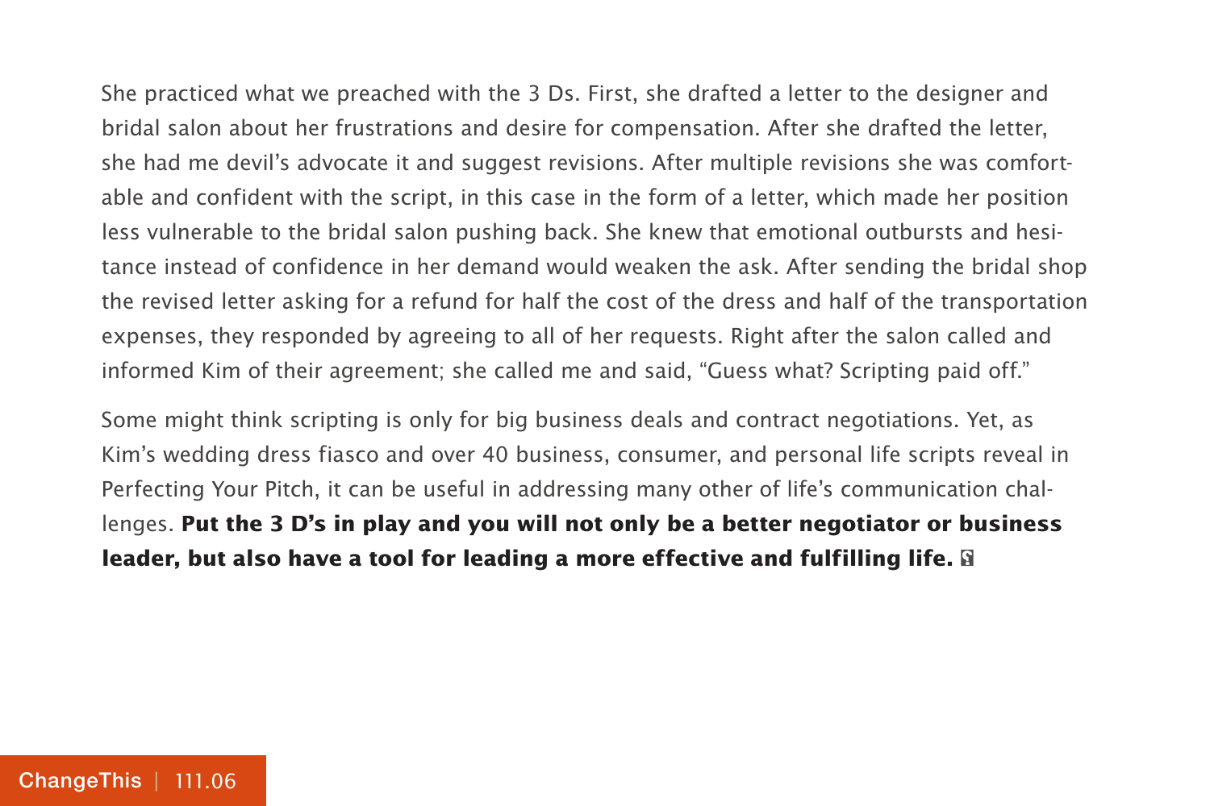She practiced what we preached with the 3 Ds. First, she drafted a letter to the designer and bridal salon about her frustrations and desire for compensation. After she drafted the letter, she had me devil's advocate it and suggest revisions. After multiple revisions she was comfortable and confident with the script, in this case in the form of a letter, which made her position less vulnerable to the bridal salon pushing back. She knew that emotional outbursts and hesitance instead of confidence in her demand would weaken the ask. After sending the bridal shop the revised letter asking for a refund for half the cost of the dress and half of the transportation expenses, they responded by agreeing to all of her requests. Right after the salon called and informed Kim of their agreement; she called me and said, "Guess what? Scripting paid off."

Some might think scripting is only for big business deals and contract negotiations. Yet, as Kim's wedding dress fiasco and over 40 business, consumer, and personal life scripts reveal in Perfecting Your Pitch, it can be useful in addressing many other of life's communication challenges. **Put the 3 D's in play and you will not only be a better negotiator or business leader, but also have a tool for leading a more effective and fulfilling life.**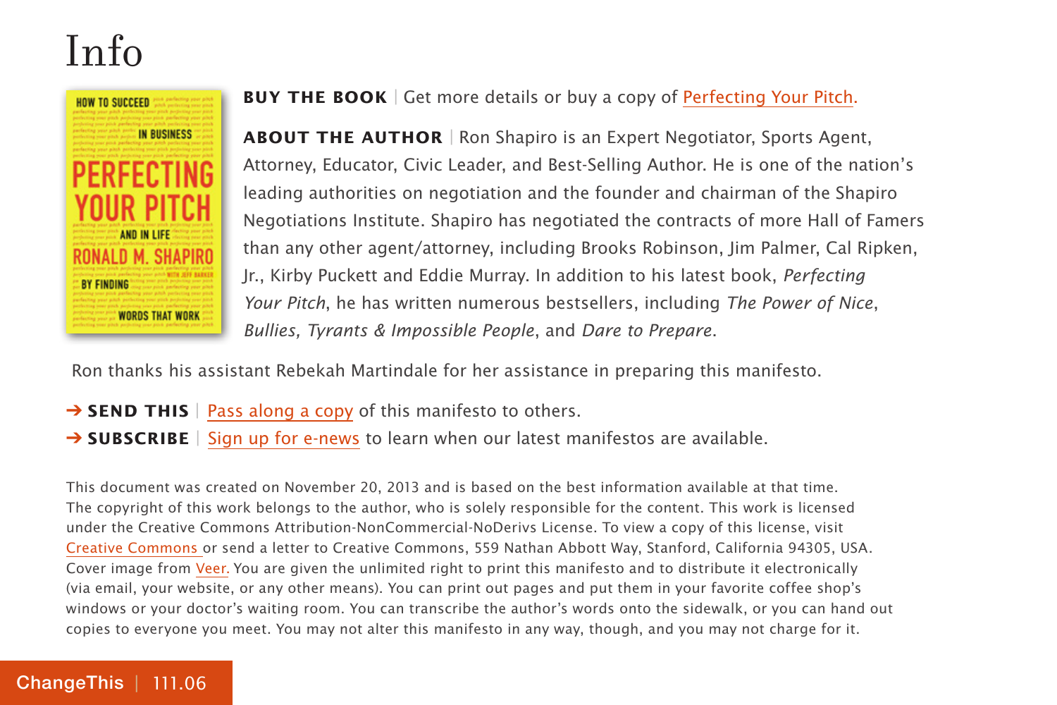# Info

**BUY THE BOOK** | Get more details or buy a copy of Perfecting Your Pitch.

**ABOUT THE AUTHOR** | Ron Shapiro is an Expert Negotiator, Sports Agent, Attorney, Educator, Civic Leader, and Best-Selling Author. He is one of the nation's leading authorities on negotiation and the founder and chairman of the Shapiro Negotiations Institute. Shapiro has negotiated the contracts of more Hall of Famers than any other agent/attorney, including Brooks Robinson, Jim Palmer, Cal Ripken, Jr., Kirby Puckett and Eddie Murray. In addition to his latest book, *Perfecting Your Pitch*, he has written numerous bestsellers, including *The Power of Nice*, *Bullies, Tyrants & Impossible People*, and *Dare to Prepare*.

Ron thanks his assistant Rebekah Martindale for her assistance in preparing this manifesto.

➔ **SEND THIS** | Pass along a copy of this manifesto to others.

➔ **SUBSCRIBE** | Sign up for e-news to learn when our latest manifestos are available.

This document was created on November 20, 2013 and is based on the best information available at that time. The copyright of this work belongs to the author, who is solely responsible for the content. This work is licensed under the Creative Commons Attribution-NonCommercial-NoDerivs License. To view a copy of this license, visit Creative Commons or send a letter to Creative Commons, 559 Nathan Abbott Way, Stanford, California 94305, USA. Cover image from Veer. You are given the unlimited right to print this manifesto and to distribute it electronically (via email, your website, or any other means). You can print out pages and put them in your favorite coffee shop's windows or your doctor's waiting room. You can transcribe the author's words onto the sidewalk, or you can hand out copies to everyone you meet. You may not alter this manifesto in any way, though, and you may not charge for it.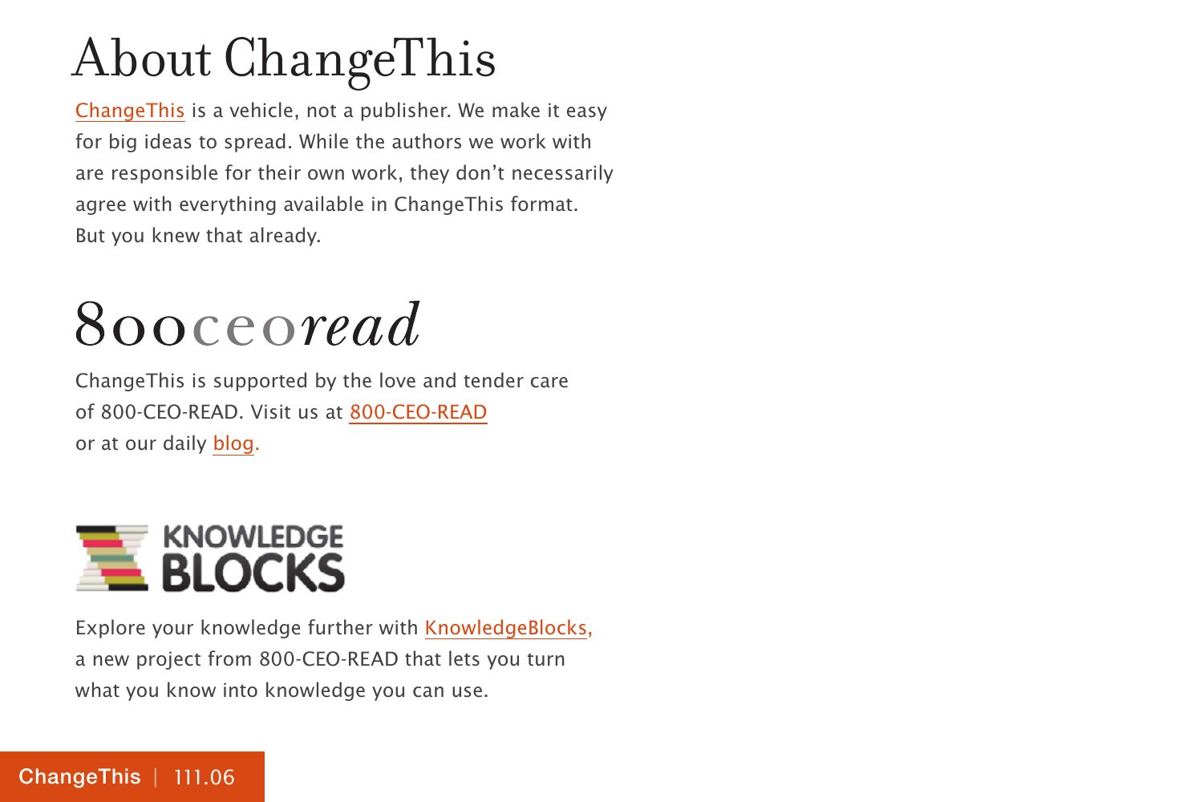# About ChangeThis

ChangeThis is a vehicle, not a publisher. We make it easy for big ideas to spread. While the authors we work with are responsible for their own work, they don't necessarily agree with everything available in ChangeThis format. But you knew that already.

# 800ceo*read*

ChangeThis is supported by the love and tender care of 800-CEO-READ. Visit us at 800-CEO-READ or at our daily blog.

# KNOWLEDGE BLOCKS

Explore your knowledge further with KnowledgeBlocks, a new project from 800-CEO-READ that lets you turn what you know into knowledge you can use.